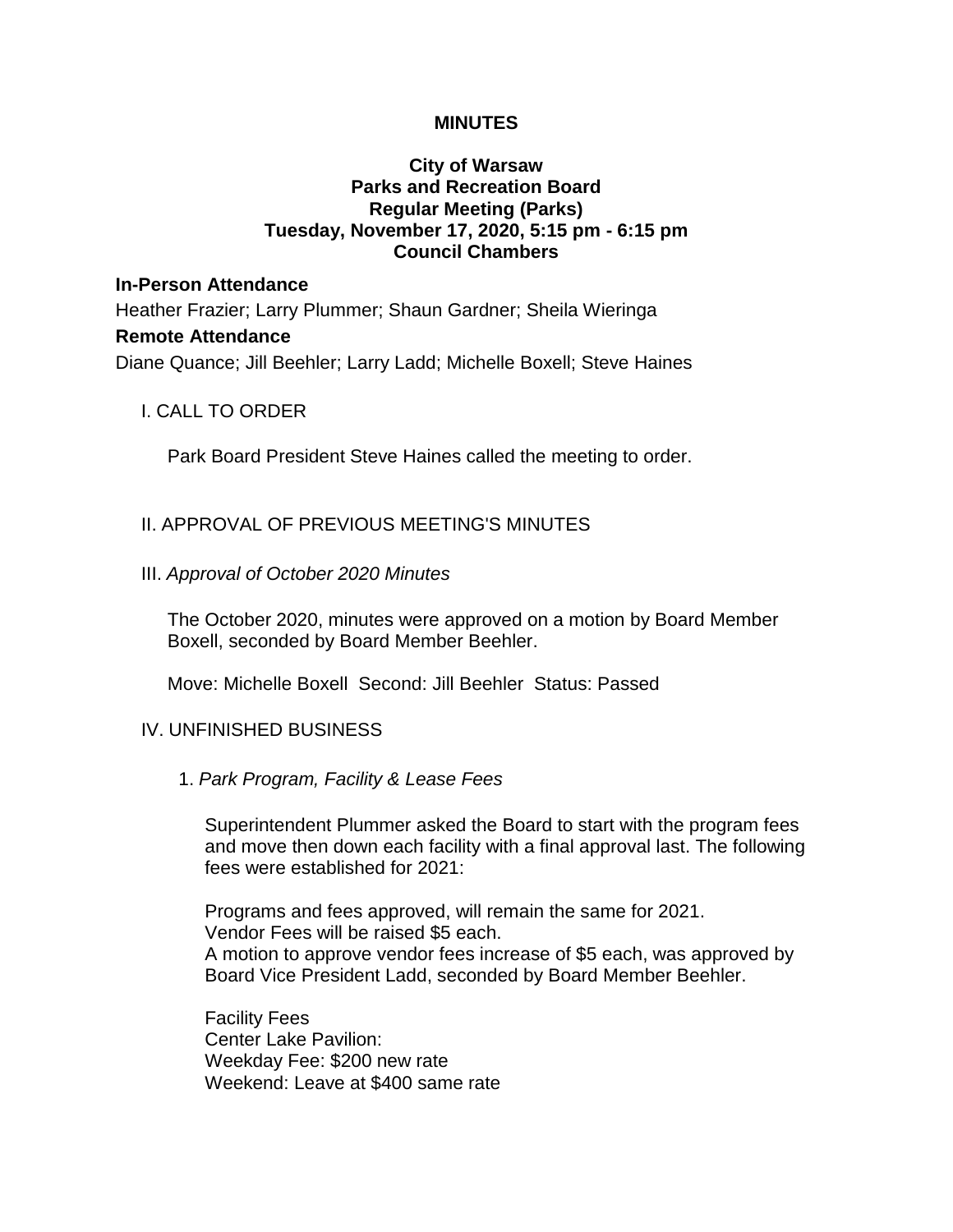**MINUTES**

**City of Warsaw**
**Parks and Recreation Board**
**Regular Meeting (Parks)**
**Tuesday, November 17, 2020, 5:15 pm - 6:15 pm**
**Council Chambers**

**In-Person Attendance**

Heather Frazier; Larry Plummer; Shaun Gardner; Sheila Wieringa

**Remote Attendance**

Diane Quance; Jill Beehler; Larry Ladd; Michelle Boxell; Steve Haines

I. CALL TO ORDER

Park Board President Steve Haines called the meeting to order.

II. APPROVAL OF PREVIOUS MEETING'S MINUTES

III. *Approval of October 2020 Minutes*

The October 2020, minutes were approved on a motion by Board Member Boxell, seconded by Board Member Beehler.

Move: Michelle Boxell  Second: Jill Beehler  Status: Passed

IV. UNFINISHED BUSINESS

1. *Park Program, Facility & Lease Fees*

Superintendent Plummer asked the Board to start with the program fees and move then down each facility with a final approval last. The following fees were established for 2021:

Programs and fees approved, will remain the same for 2021.
Vendor Fees will be raised $5 each.
A motion to approve vendor fees increase of $5 each, was approved by Board Vice President Ladd, seconded by Board Member Beehler.

Facility Fees
Center Lake Pavilion:
Weekday Fee: $200 new rate
Weekend: Leave at $400 same rate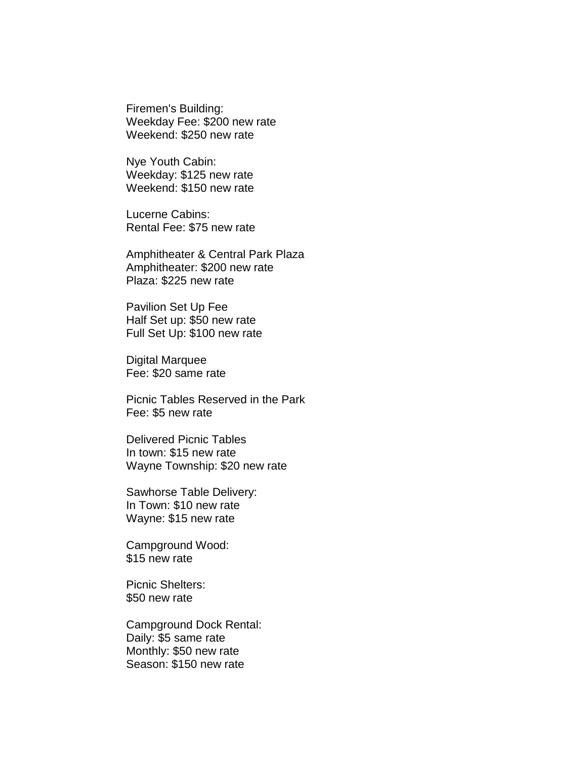Firemen's Building:
Weekday Fee: $200 new rate
Weekend: $250 new rate

Nye Youth Cabin:
Weekday: $125 new rate
Weekend: $150 new rate

Lucerne Cabins:
Rental Fee: $75 new rate

Amphitheater & Central Park Plaza
Amphitheater: $200 new rate
Plaza: $225 new rate

Pavilion Set Up Fee
Half Set up: $50 new rate
Full Set Up: $100 new rate

Digital Marquee
Fee: $20 same rate

Picnic Tables Reserved in the Park
Fee: $5 new rate

Delivered Picnic Tables
In town: $15 new rate
Wayne Township: $20 new rate

Sawhorse Table Delivery:
In Town: $10 new rate
Wayne: $15 new rate

Campground Wood:
$15 new rate

Picnic Shelters:
$50 new rate

Campground Dock Rental:
Daily: $5 same rate
Monthly: $50 new rate
Season: $150 new rate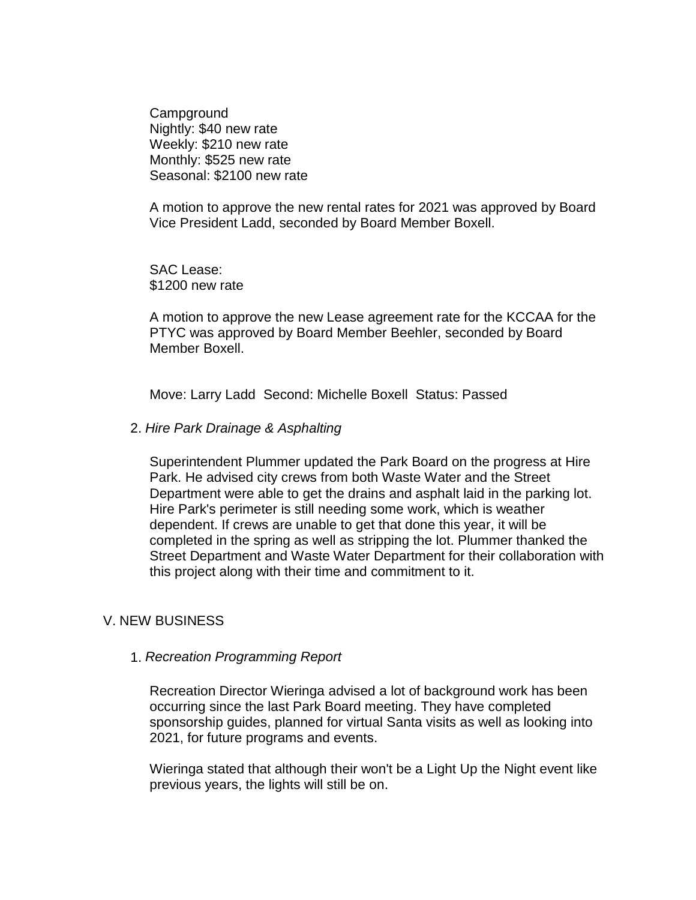Campground
Nightly: $40 new rate
Weekly: $210 new rate
Monthly: $525 new rate
Seasonal: $2100 new rate

A motion to approve the new rental rates for 2021 was approved by Board Vice President Ladd, seconded by Board Member Boxell.

SAC Lease:
$1200 new rate

A motion to approve the new Lease agreement rate for the KCCAA for the PTYC was approved by Board Member Beehler, seconded by Board Member Boxell.

Move: Larry Ladd  Second: Michelle Boxell  Status: Passed

2. *Hire Park Drainage & Asphalting*

Superintendent Plummer updated the Park Board on the progress at Hire Park. He advised city crews from both Waste Water and the Street Department were able to get the drains and asphalt laid in the parking lot. Hire Park's perimeter is still needing some work, which is weather dependent. If crews are unable to get that done this year, it will be completed in the spring as well as stripping the lot. Plummer thanked the Street Department and Waste Water Department for their collaboration with this project along with their time and commitment to it.

## V. NEW BUSINESS

1. *Recreation Programming Report*

Recreation Director Wieringa advised a lot of background work has been occurring since the last Park Board meeting. They have completed sponsorship guides, planned for virtual Santa visits as well as looking into 2021, for future programs and events.

Wieringa stated that although their won't be a Light Up the Night event like previous years, the lights will still be on.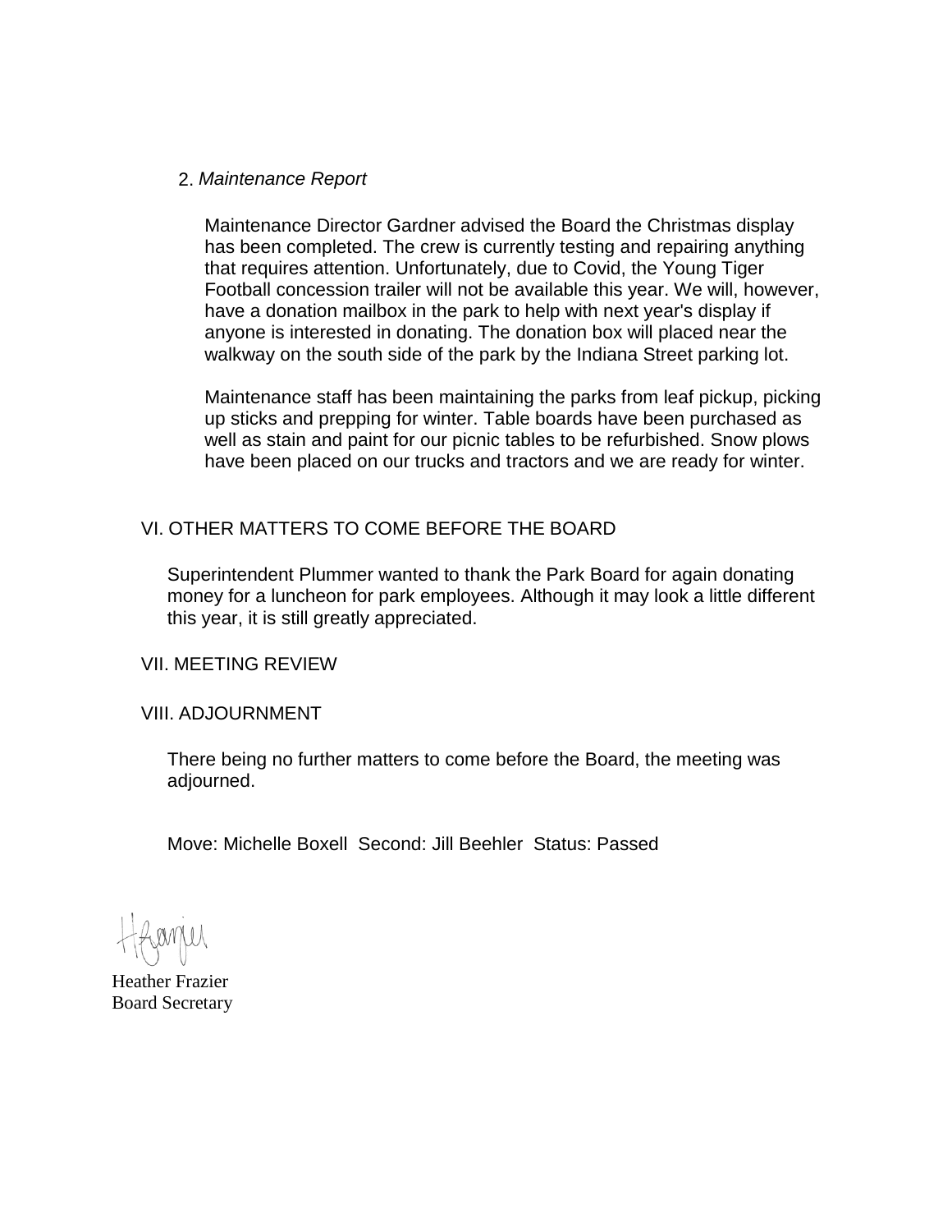2. *Maintenance Report*

Maintenance Director Gardner advised the Board the Christmas display has been completed. The crew is currently testing and repairing anything that requires attention. Unfortunately, due to Covid, the Young Tiger Football concession trailer will not be available this year. We will, however, have a donation mailbox in the park to help with next year's display if anyone is interested in donating. The donation box will placed near the walkway on the south side of the park by the Indiana Street parking lot.

Maintenance staff has been maintaining the parks from leaf pickup, picking up sticks and prepping for winter. Table boards have been purchased as well as stain and paint for our picnic tables to be refurbished. Snow plows have been placed on our trucks and tractors and we are ready for winter.

## VI. OTHER MATTERS TO COME BEFORE THE BOARD

Superintendent Plummer wanted to thank the Park Board for again donating money for a luncheon for park employees. Although it may look a little different this year, it is still greatly appreciated.

## VII. MEETING REVIEW

## VIII. ADJOURNMENT

There being no further matters to come before the Board, the meeting was adjourned.

Move: Michelle Boxell Second: Jill Beehler Status: Passed

HFrazier

Heather Frazier
Board Secretary